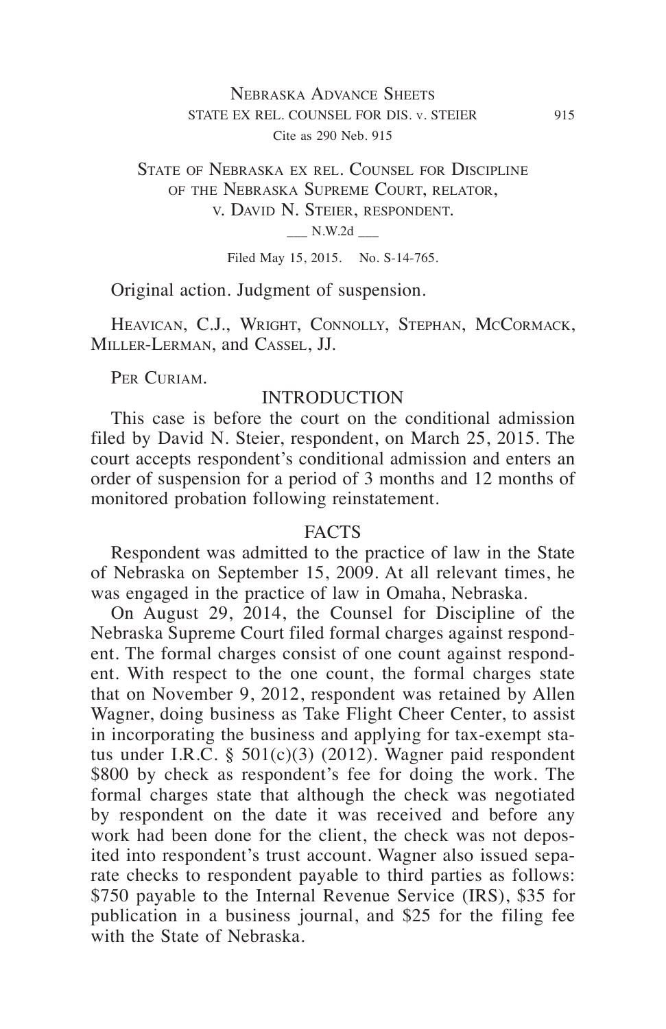State of Nebraska ex rel. Counsel for Discipline of the Nebraska Supreme Court, relator, v. David N. Steier, respondent.

___ N.W.2d ___

Filed May 15, 2015. No. S-14-765.

Original action. Judgment of suspension.

Heavican, C.J., Wright, Connolly, Stephan, McCormack, Miller-Lerman, and Cassel, JJ.

Per Curiam.

## INTRODUCTION

This case is before the court on the conditional admission filed by David N. Steier, respondent, on March 25, 2015. The court accepts respondent's conditional admission and enters an order of suspension for a period of 3 months and 12 months of monitored probation following reinstatement.

## FACTS

Respondent was admitted to the practice of law in the State of Nebraska on September 15, 2009. At all relevant times, he was engaged in the practice of law in Omaha, Nebraska.

On August 29, 2014, the Counsel for Discipline of the Nebraska Supreme Court filed formal charges against respondent. The formal charges consist of one count against respondent. With respect to the one count, the formal charges state that on November 9, 2012, respondent was retained by Allen Wagner, doing business as Take Flight Cheer Center, to assist in incorporating the business and applying for tax-exempt status under I.R.C. § 501(c)(3) (2012). Wagner paid respondent \$800 by check as respondent's fee for doing the work. The formal charges state that although the check was negotiated by respondent on the date it was received and before any work had been done for the client, the check was not deposited into respondent's trust account. Wagner also issued separate checks to respondent payable to third parties as follows: \$750 payable to the Internal Revenue Service (IRS), \$35 for publication in a business journal, and \$25 for the filing fee with the State of Nebraska.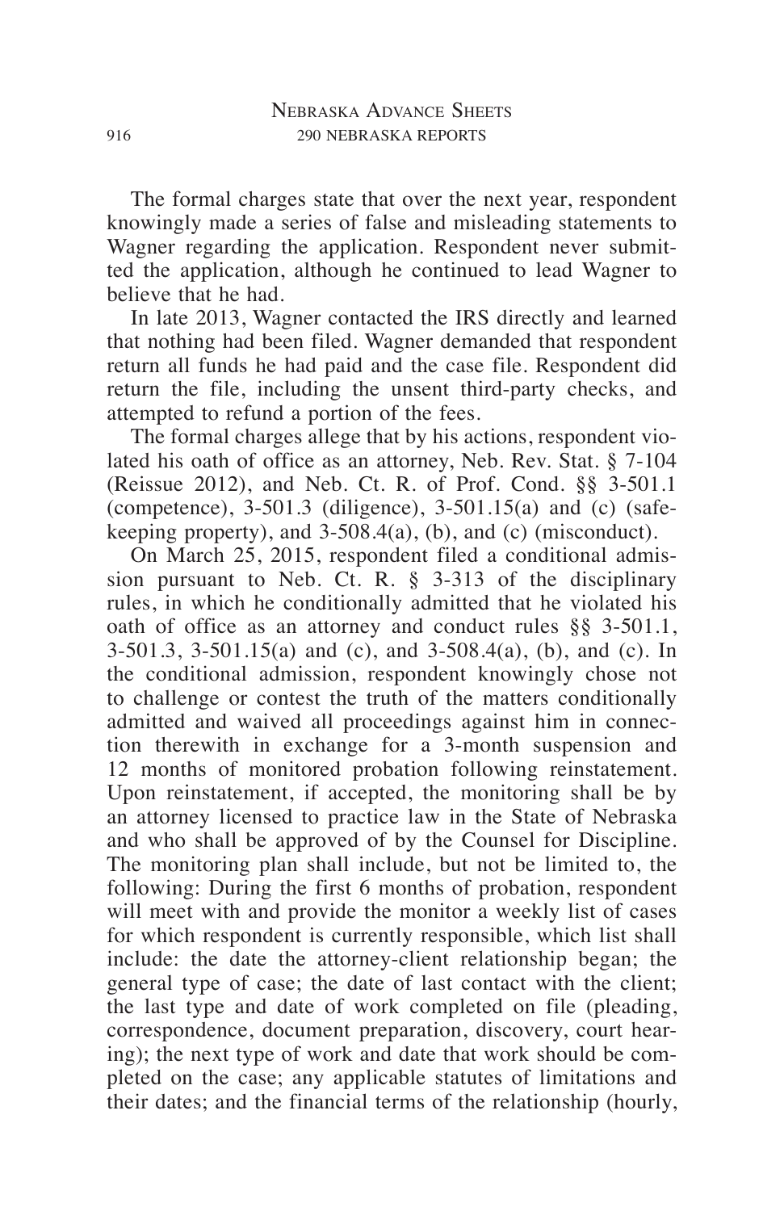The formal charges state that over the next year, respondent knowingly made a series of false and misleading statements to Wagner regarding the application. Respondent never submitted the application, although he continued to lead Wagner to believe that he had.

In late 2013, Wagner contacted the IRS directly and learned that nothing had been filed. Wagner demanded that respondent return all funds he had paid and the case file. Respondent did return the file, including the unsent third-party checks, and attempted to refund a portion of the fees.

The formal charges allege that by his actions, respondent violated his oath of office as an attorney, Neb. Rev. Stat. § 7-104 (Reissue 2012), and Neb. Ct. R. of Prof. Cond. §§ 3-501.1 (competence), 3-501.3 (diligence), 3-501.15(a) and (c) (safekeeping property), and 3-508.4(a), (b), and (c) (misconduct).

On March 25, 2015, respondent filed a conditional admission pursuant to Neb. Ct. R. § 3-313 of the disciplinary rules, in which he conditionally admitted that he violated his oath of office as an attorney and conduct rules §§ 3-501.1, 3-501.3, 3-501.15(a) and (c), and 3-508.4(a), (b), and (c). In the conditional admission, respondent knowingly chose not to challenge or contest the truth of the matters conditionally admitted and waived all proceedings against him in connection therewith in exchange for a 3-month suspension and 12 months of monitored probation following reinstatement. Upon reinstatement, if accepted, the monitoring shall be by an attorney licensed to practice law in the State of Nebraska and who shall be approved of by the Counsel for Discipline. The monitoring plan shall include, but not be limited to, the following: During the first 6 months of probation, respondent will meet with and provide the monitor a weekly list of cases for which respondent is currently responsible, which list shall include: the date the attorney-client relationship began; the general type of case; the date of last contact with the client; the last type and date of work completed on file (pleading, correspondence, document preparation, discovery, court hearing); the next type of work and date that work should be completed on the case; any applicable statutes of limitations and their dates; and the financial terms of the relationship (hourly,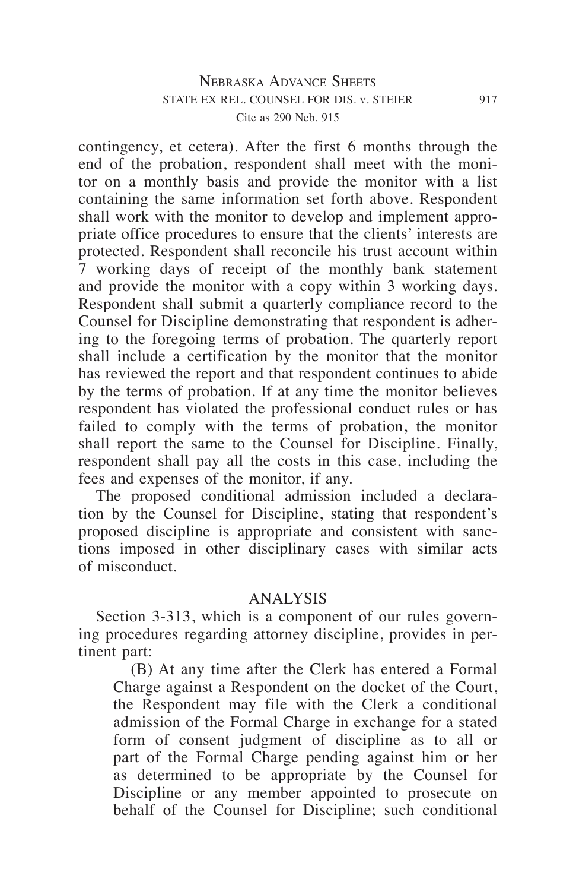contingency, et cetera). After the first 6 months through the end of the probation, respondent shall meet with the monitor on a monthly basis and provide the monitor with a list containing the same information set forth above. Respondent shall work with the monitor to develop and implement appropriate office procedures to ensure that the clients' interests are protected. Respondent shall reconcile his trust account within 7 working days of receipt of the monthly bank statement and provide the monitor with a copy within 3 working days. Respondent shall submit a quarterly compliance record to the Counsel for Discipline demonstrating that respondent is adhering to the foregoing terms of probation. The quarterly report shall include a certification by the monitor that the monitor has reviewed the report and that respondent continues to abide by the terms of probation. If at any time the monitor believes respondent has violated the professional conduct rules or has failed to comply with the terms of probation, the monitor shall report the same to the Counsel for Discipline. Finally, respondent shall pay all the costs in this case, including the fees and expenses of the monitor, if any.

The proposed conditional admission included a declaration by the Counsel for Discipline, stating that respondent's proposed discipline is appropriate and consistent with sanctions imposed in other disciplinary cases with similar acts of misconduct.

## ANALYSIS

Section 3-313, which is a component of our rules governing procedures regarding attorney discipline, provides in pertinent part:

> (B) At any time after the Clerk has entered a Formal Charge against a Respondent on the docket of the Court, the Respondent may file with the Clerk a conditional admission of the Formal Charge in exchange for a stated form of consent judgment of discipline as to all or part of the Formal Charge pending against him or her as determined to be appropriate by the Counsel for Discipline or any member appointed to prosecute on behalf of the Counsel for Discipline; such conditional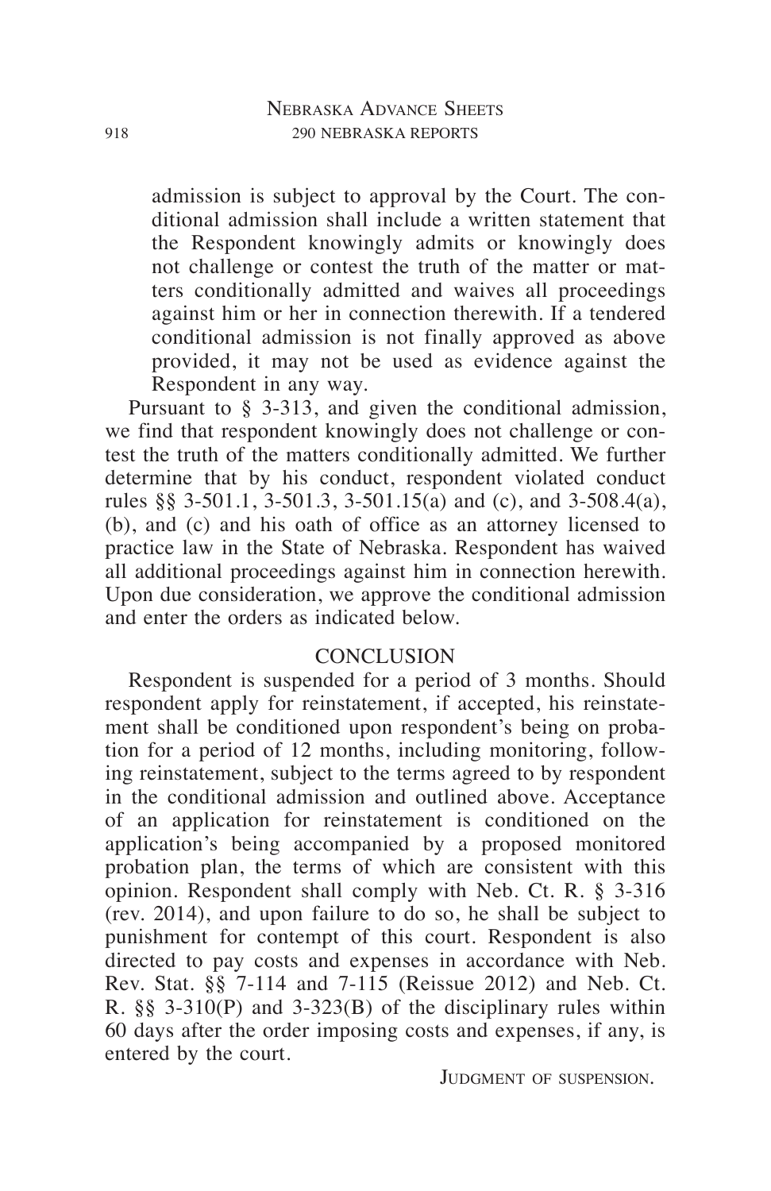admission is subject to approval by the Court. The conditional admission shall include a written statement that the Respondent knowingly admits or knowingly does not challenge or contest the truth of the matter or matters conditionally admitted and waives all proceedings against him or her in connection therewith. If a tendered conditional admission is not finally approved as above provided, it may not be used as evidence against the Respondent in any way.

Pursuant to § 3-313, and given the conditional admission, we find that respondent knowingly does not challenge or contest the truth of the matters conditionally admitted. We further determine that by his conduct, respondent violated conduct rules §§ 3-501.1, 3-501.3, 3-501.15(a) and (c), and 3-508.4(a), (b), and (c) and his oath of office as an attorney licensed to practice law in the State of Nebraska. Respondent has waived all additional proceedings against him in connection herewith. Upon due consideration, we approve the conditional admission and enter the orders as indicated below.

## CONCLUSION

Respondent is suspended for a period of 3 months. Should respondent apply for reinstatement, if accepted, his reinstatement shall be conditioned upon respondent's being on probation for a period of 12 months, including monitoring, following reinstatement, subject to the terms agreed to by respondent in the conditional admission and outlined above. Acceptance of an application for reinstatement is conditioned on the application's being accompanied by a proposed monitored probation plan, the terms of which are consistent with this opinion. Respondent shall comply with Neb. Ct. R. § 3-316 (rev. 2014), and upon failure to do so, he shall be subject to punishment for contempt of this court. Respondent is also directed to pay costs and expenses in accordance with Neb. Rev. Stat. §§ 7-114 and 7-115 (Reissue 2012) and Neb. Ct. R. §§ 3-310(P) and 3-323(B) of the disciplinary rules within 60 days after the order imposing costs and expenses, if any, is entered by the court.

Judgment of suspension.